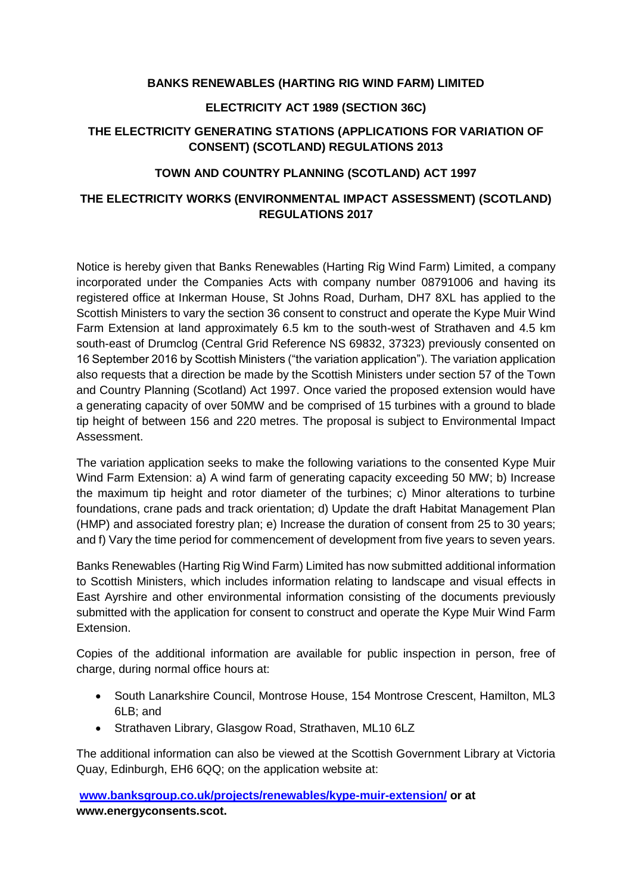**BANKS RENEWABLES (HARTING RIG WIND FARM) LIMITED**

**ELECTRICITY ACT 1989 (SECTION 36C)**

**THE ELECTRICITY GENERATING STATIONS (APPLICATIONS FOR VARIATION OF CONSENT) (SCOTLAND) REGULATIONS 2013**

**TOWN AND COUNTRY PLANNING (SCOTLAND) ACT 1997**

**THE ELECTRICITY WORKS (ENVIRONMENTAL IMPACT ASSESSMENT) (SCOTLAND) REGULATIONS 2017**

Notice is hereby given that Banks Renewables (Harting Rig Wind Farm) Limited, a company incorporated under the Companies Acts with company number 08791006 and having its registered office at Inkerman House, St Johns Road, Durham, DH7 8XL has applied to the Scottish Ministers to vary the section 36 consent to construct and operate the Kype Muir Wind Farm Extension at land approximately 6.5 km to the south-west of Strathaven and 4.5 km south-east of Drumclog (Central Grid Reference NS 69832, 37323) previously consented on 16 September 2016 by Scottish Ministers ("the variation application"). The variation application also requests that a direction be made by the Scottish Ministers under section 57 of the Town and Country Planning (Scotland) Act 1997. Once varied the proposed extension would have a generating capacity of over 50MW and be comprised of 15 turbines with a ground to blade tip height of between 156 and 220 metres. The proposal is subject to Environmental Impact Assessment.

The variation application seeks to make the following variations to the consented Kype Muir Wind Farm Extension: a) A wind farm of generating capacity exceeding 50 MW; b) Increase the maximum tip height and rotor diameter of the turbines; c) Minor alterations to turbine foundations, crane pads and track orientation; d) Update the draft Habitat Management Plan (HMP) and associated forestry plan; e) Increase the duration of consent from 25 to 30 years; and f) Vary the time period for commencement of development from five years to seven years.

Banks Renewables (Harting Rig Wind Farm) Limited has now submitted additional information to Scottish Ministers, which includes information relating to landscape and visual effects in East Ayrshire and other environmental information consisting of the documents previously submitted with the application for consent to construct and operate the Kype Muir Wind Farm Extension.

Copies of the additional information are available for public inspection in person, free of charge, during normal office hours at:

- South Lanarkshire Council, Montrose House, 154 Montrose Crescent, Hamilton, ML3 6LB; and
- Strathaven Library, Glasgow Road, Strathaven, ML10 6LZ

The additional information can also be viewed at the Scottish Government Library at Victoria Quay, Edinburgh, EH6 6QQ; on the application website at:

**www.banksgroup.co.uk/projects/renewables/kype-muir-extension/ or at www.energyconsents.scot.**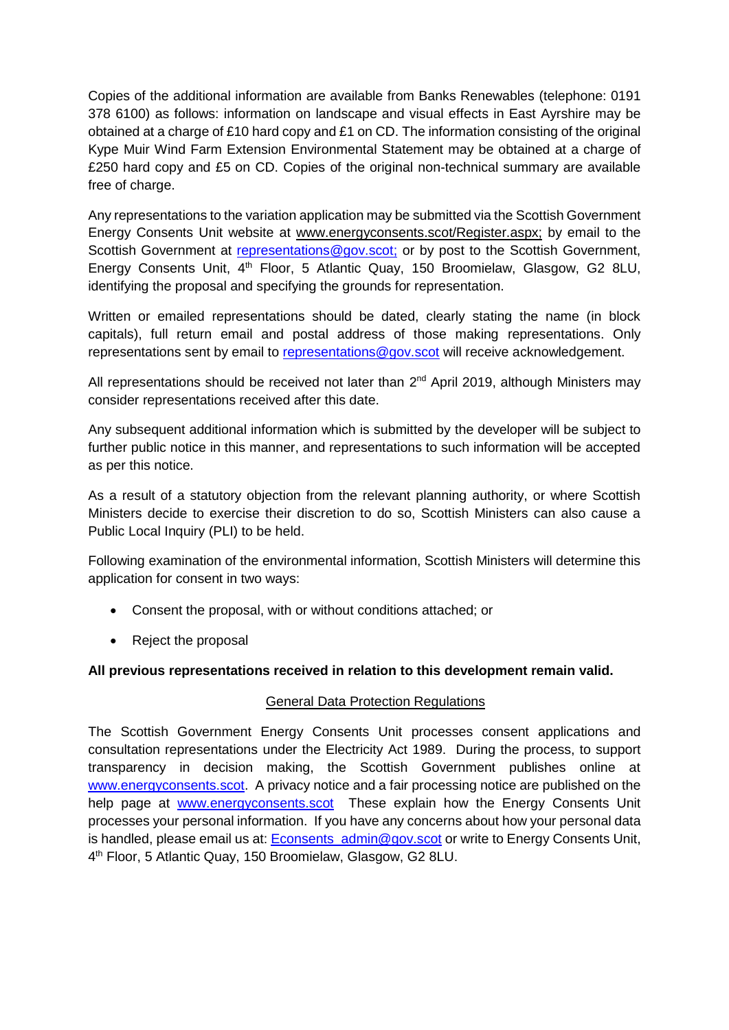Copies of the additional information are available from Banks Renewables (telephone: 0191 378 6100) as follows: information on landscape and visual effects in East Ayrshire may be obtained at a charge of £10 hard copy and £1 on CD. The information consisting of the original Kype Muir Wind Farm Extension Environmental Statement may be obtained at a charge of £250 hard copy and £5 on CD. Copies of the original non-technical summary are available free of charge.

Any representations to the variation application may be submitted via the Scottish Government Energy Consents Unit website at www.energyconsents.scot/Register.aspx; by email to the Scottish Government at representations@gov.scot; or by post to the Scottish Government, Energy Consents Unit, 4th Floor, 5 Atlantic Quay, 150 Broomielaw, Glasgow, G2 8LU, identifying the proposal and specifying the grounds for representation.

Written or emailed representations should be dated, clearly stating the name (in block capitals), full return email and postal address of those making representations. Only representations sent by email to representations@gov.scot will receive acknowledgement.

All representations should be received not later than 2nd April 2019, although Ministers may consider representations received after this date.

Any subsequent additional information which is submitted by the developer will be subject to further public notice in this manner, and representations to such information will be accepted as per this notice.

As a result of a statutory objection from the relevant planning authority, or where Scottish Ministers decide to exercise their discretion to do so, Scottish Ministers can also cause a Public Local Inquiry (PLI) to be held.

Following examination of the environmental information, Scottish Ministers will determine this application for consent in two ways:

- Consent the proposal, with or without conditions attached; or
- Reject the proposal

**All previous representations received in relation to this development remain valid.**

## General Data Protection Regulations

The Scottish Government Energy Consents Unit processes consent applications and consultation representations under the Electricity Act 1989. During the process, to support transparency in decision making, the Scottish Government publishes online at www.energyconsents.scot. A privacy notice and a fair processing notice are published on the help page at www.energyconsents.scot These explain how the Energy Consents Unit processes your personal information. If you have any concerns about how your personal data is handled, please email us at: Econsents_admin@gov.scot or write to Energy Consents Unit, 4th Floor, 5 Atlantic Quay, 150 Broomielaw, Glasgow, G2 8LU.